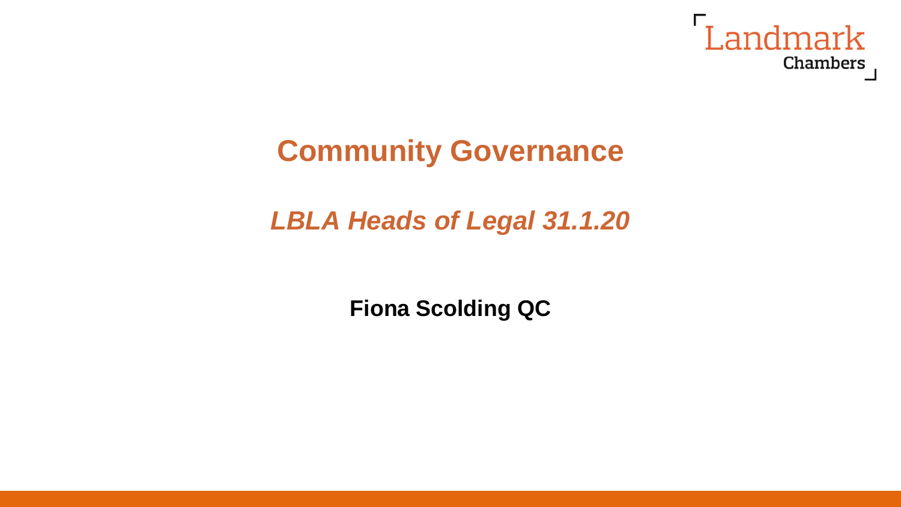Landmark Chambers

# Community Governance

## *LBLA Heads of Legal 31.1.20*

**Fiona Scolding QC**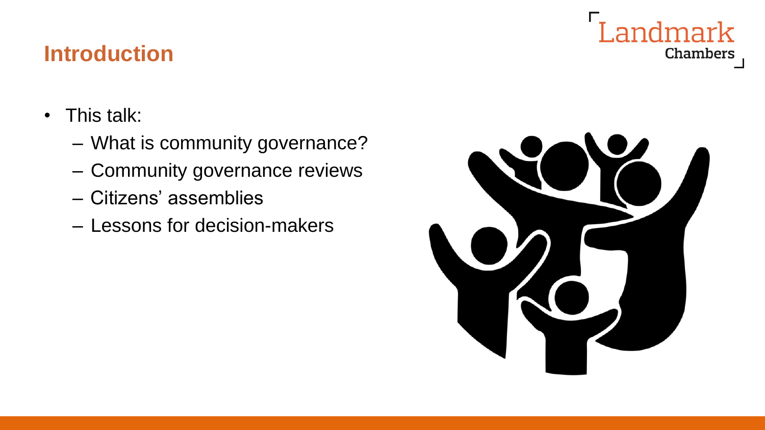## Introduction

- This talk:
  - What is community governance?
  - Community governance reviews
  - Citizens' assemblies
  - Lessons for decision-makers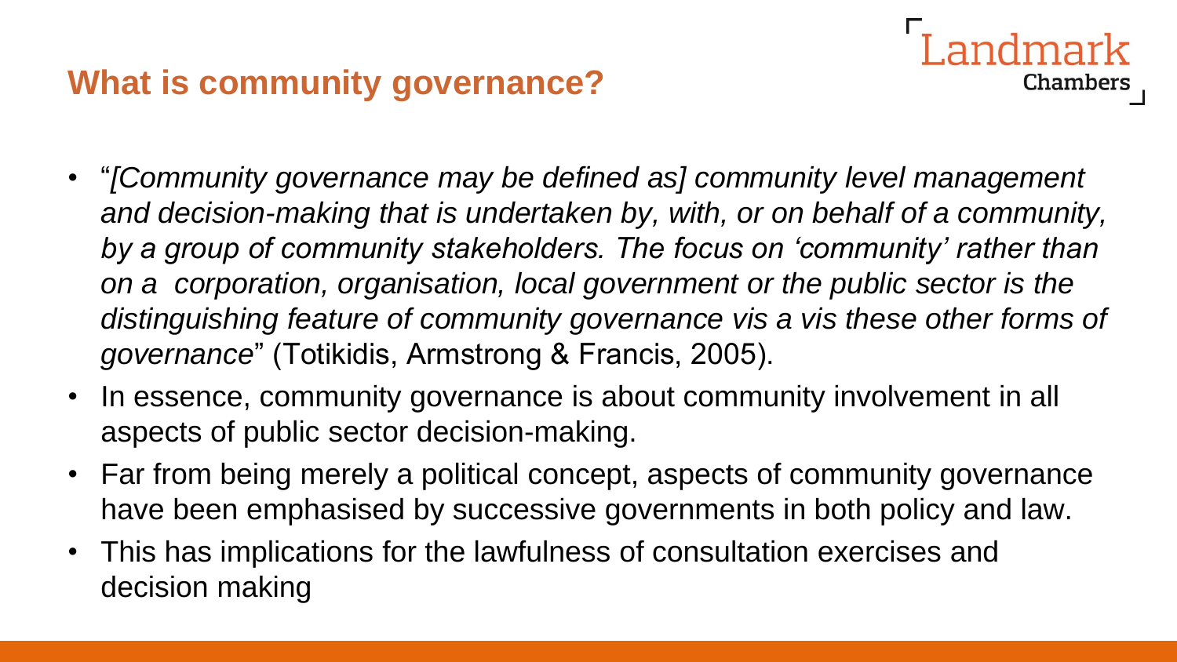## What is community governance?

- "*[Community governance may be defined as] community level management and decision-making that is undertaken by, with, or on behalf of a community, by a group of community stakeholders. The focus on 'community' rather than on a corporation, organisation, local government or the public sector is the distinguishing feature of community governance vis a vis these other forms of governance*" (Totikidis, Armstrong & Francis, 2005).
- In essence, community governance is about community involvement in all aspects of public sector decision-making.
- Far from being merely a political concept, aspects of community governance have been emphasised by successive governments in both policy and law.
- This has implications for the lawfulness of consultation exercises and decision making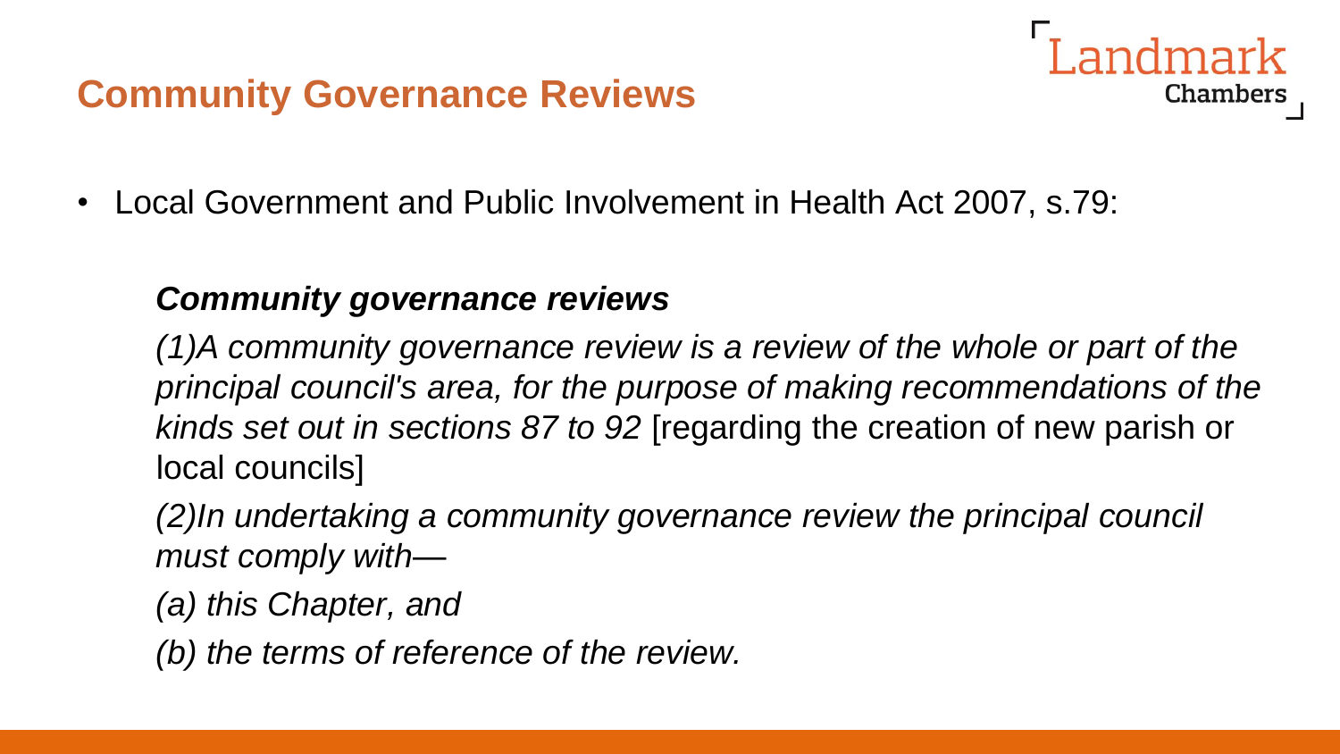# Community Governance Reviews

- Local Government and Public Involvement in Health Act 2007, s.79:

> ***Community governance reviews***
>
> *(1)A community governance review is a review of the whole or part of the principal council's area, for the purpose of making recommendations of the kinds set out in sections 87 to 92* [regarding the creation of new parish or local councils]
>
> *(2)In undertaking a community governance review the principal council must comply with—*
>
> *(a) this Chapter, and*
>
> *(b) the terms of reference of the review.*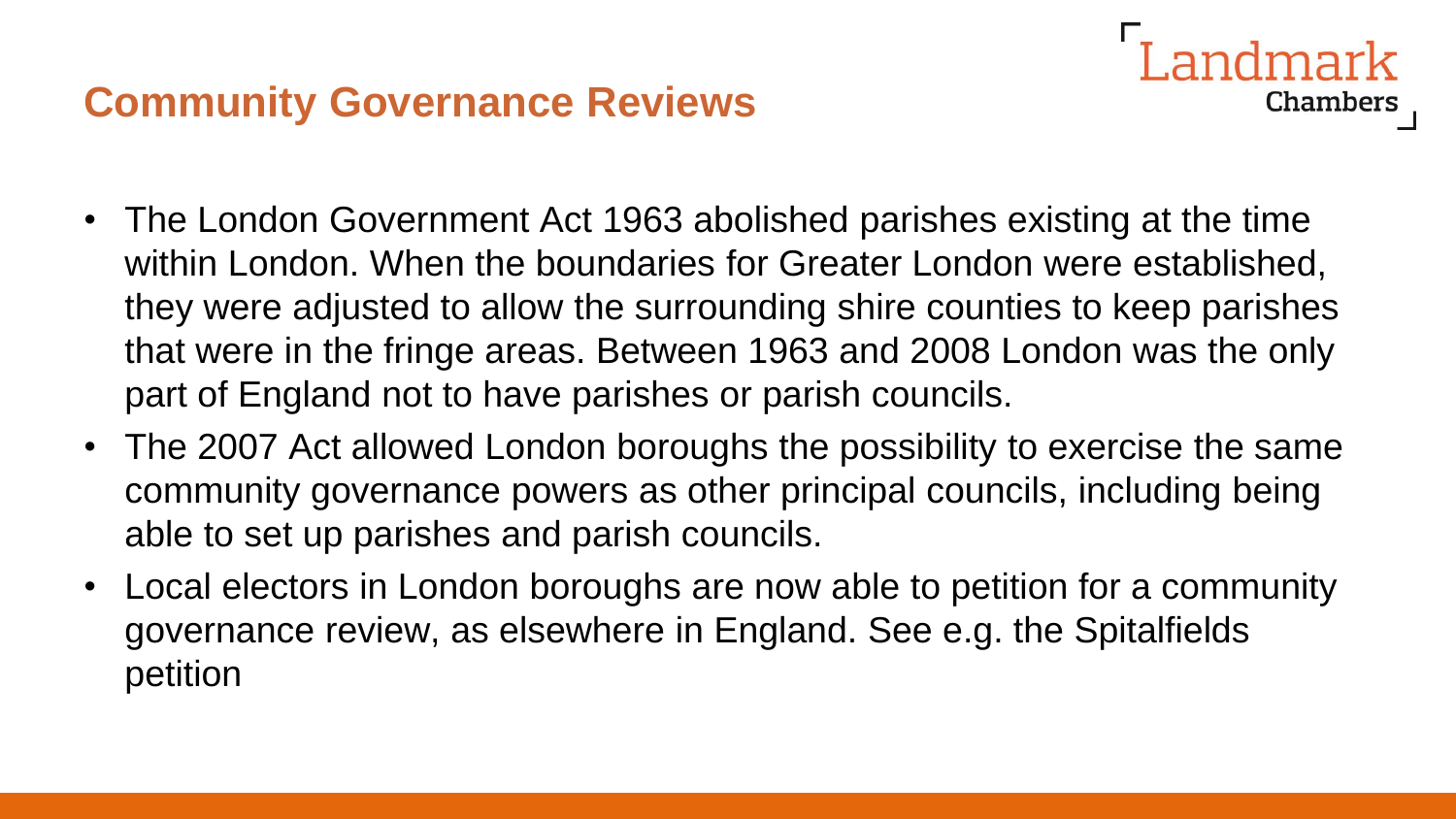## Community Governance Reviews

- The London Government Act 1963 abolished parishes existing at the time within London. When the boundaries for Greater London were established, they were adjusted to allow the surrounding shire counties to keep parishes that were in the fringe areas. Between 1963 and 2008 London was the only part of England not to have parishes or parish councils.
- The 2007 Act allowed London boroughs the possibility to exercise the same community governance powers as other principal councils, including being able to set up parishes and parish councils.
- Local electors in London boroughs are now able to petition for a community governance review, as elsewhere in England. See e.g. the Spitalfields petition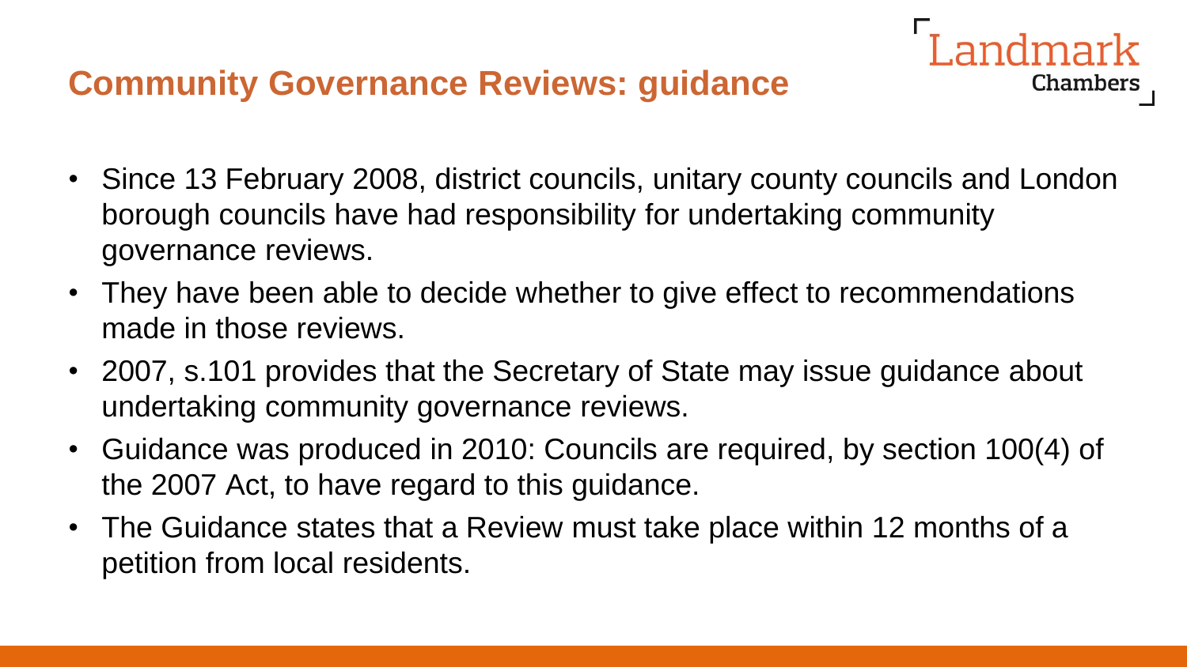## Community Governance Reviews: guidance

- Since 13 February 2008, district councils, unitary county councils and London borough councils have had responsibility for undertaking community governance reviews.
- They have been able to decide whether to give effect to recommendations made in those reviews.
- 2007, s.101 provides that the Secretary of State may issue guidance about undertaking community governance reviews.
- Guidance was produced in 2010: Councils are required, by section 100(4) of the 2007 Act, to have regard to this guidance.
- The Guidance states that a Review must take place within 12 months of a petition from local residents.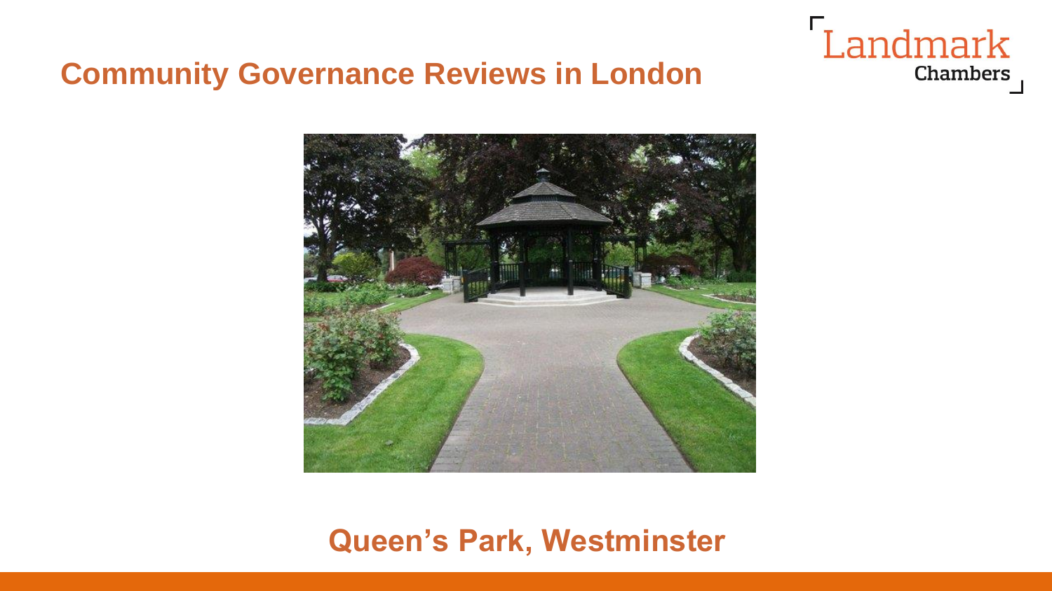## Community Governance Reviews in London

**Queen's Park, Westminster**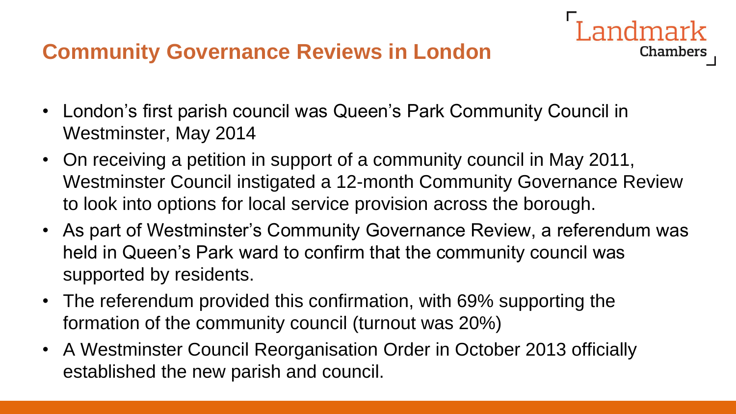## Community Governance Reviews in London

- London's first parish council was Queen's Park Community Council in Westminster, May 2014
- On receiving a petition in support of a community council in May 2011, Westminster Council instigated a 12-month Community Governance Review to look into options for local service provision across the borough.
- As part of Westminster's Community Governance Review, a referendum was held in Queen's Park ward to confirm that the community council was supported by residents.
- The referendum provided this confirmation, with 69% supporting the formation of the community council (turnout was 20%)
- A Westminster Council Reorganisation Order in October 2013 officially established the new parish and council.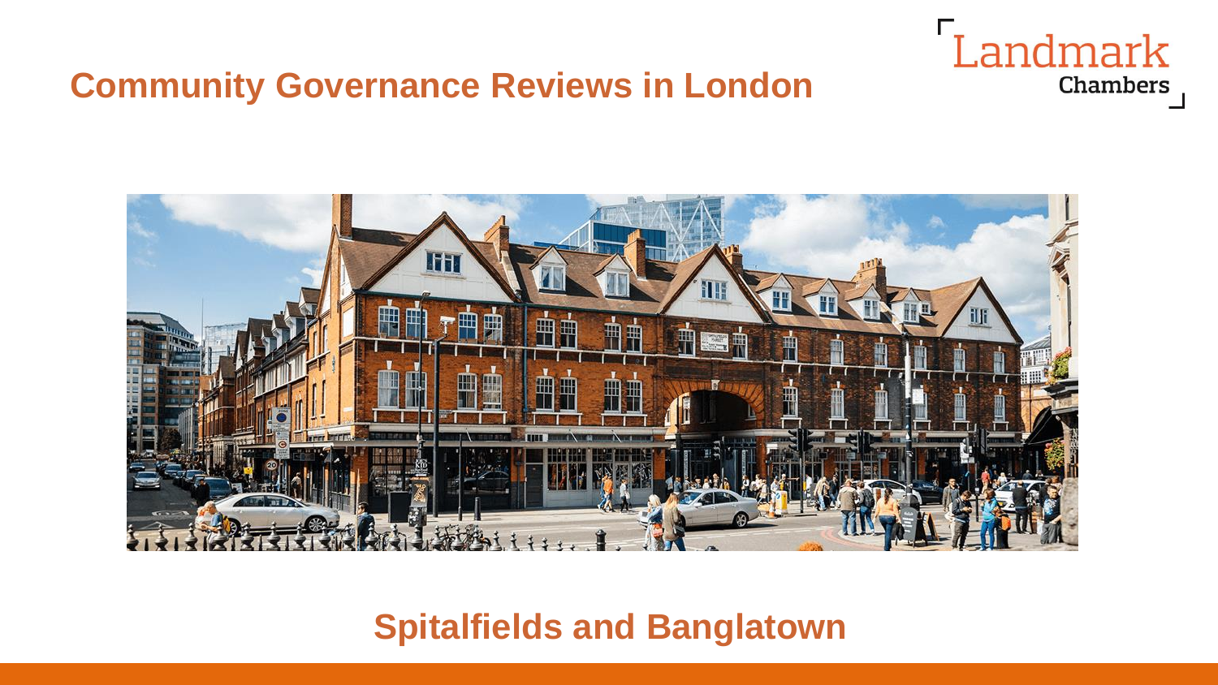# Community Governance Reviews in London

## Spitalfields and Banglatown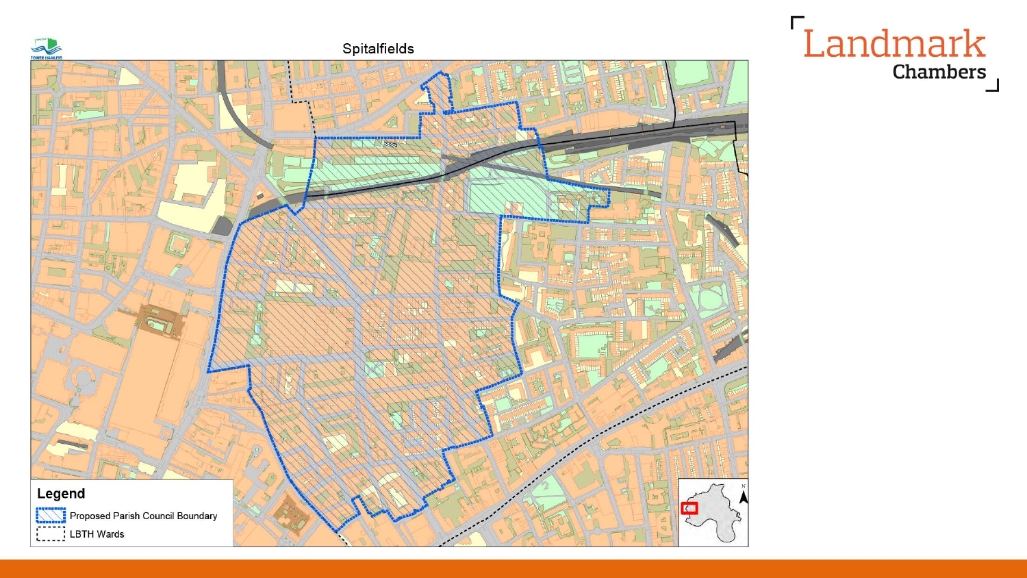Spitalfields

**Legend**

Proposed Parish Council Boundary

LBTH Wards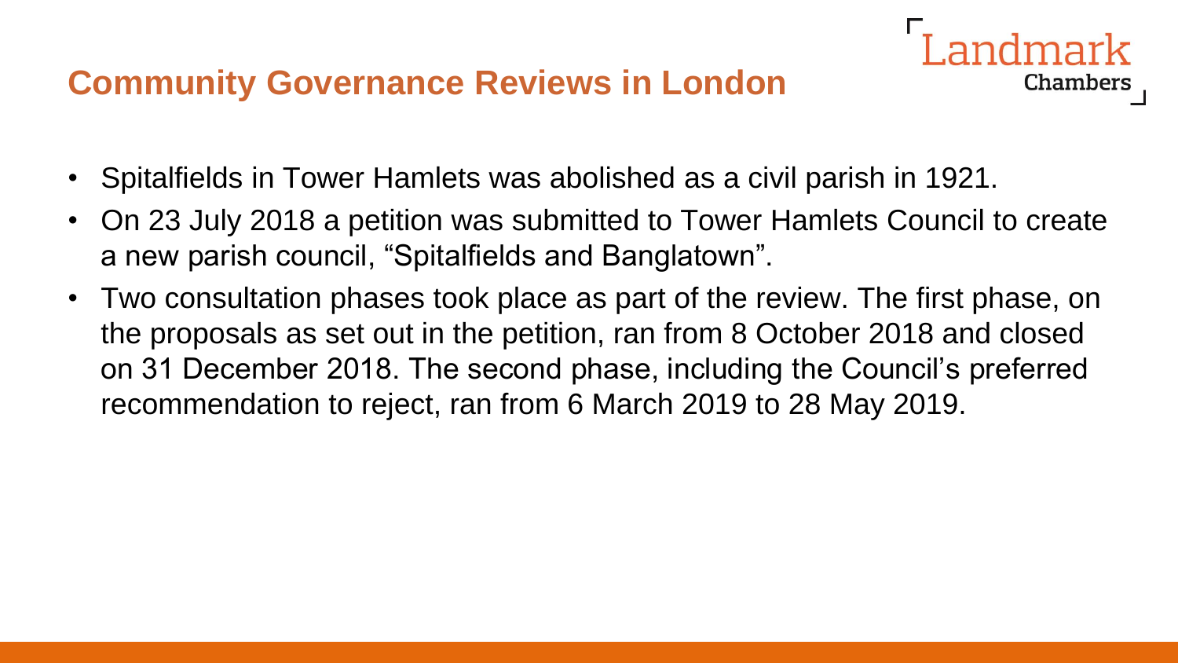## Community Governance Reviews in London

- Spitalfields in Tower Hamlets was abolished as a civil parish in 1921.
- On 23 July 2018 a petition was submitted to Tower Hamlets Council to create a new parish council, "Spitalfields and Banglatown".
- Two consultation phases took place as part of the review. The first phase, on the proposals as set out in the petition, ran from 8 October 2018 and closed on 31 December 2018. The second phase, including the Council's preferred recommendation to reject, ran from 6 March 2019 to 28 May 2019.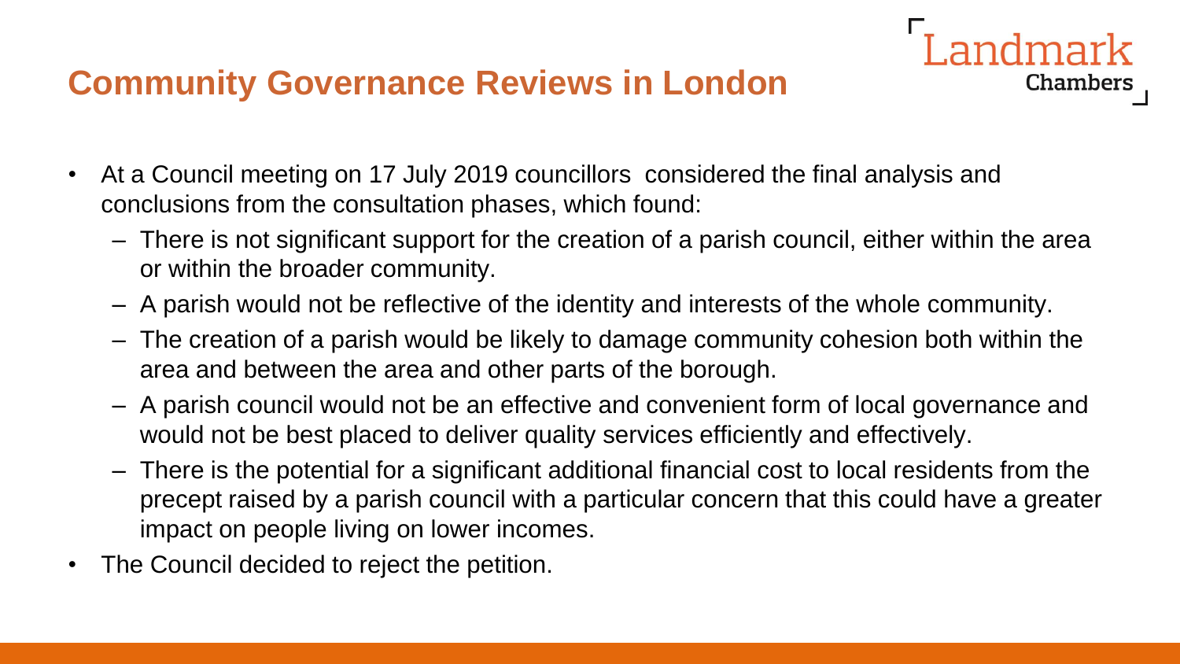## Community Governance Reviews in London

- At a Council meeting on 17 July 2019 councillors considered the final analysis and conclusions from the consultation phases, which found:
  - There is not significant support for the creation of a parish council, either within the area or within the broader community.
  - A parish would not be reflective of the identity and interests of the whole community.
  - The creation of a parish would be likely to damage community cohesion both within the area and between the area and other parts of the borough.
  - A parish council would not be an effective and convenient form of local governance and would not be best placed to deliver quality services efficiently and effectively.
  - There is the potential for a significant additional financial cost to local residents from the precept raised by a parish council with a particular concern that this could have a greater impact on people living on lower incomes.
- The Council decided to reject the petition.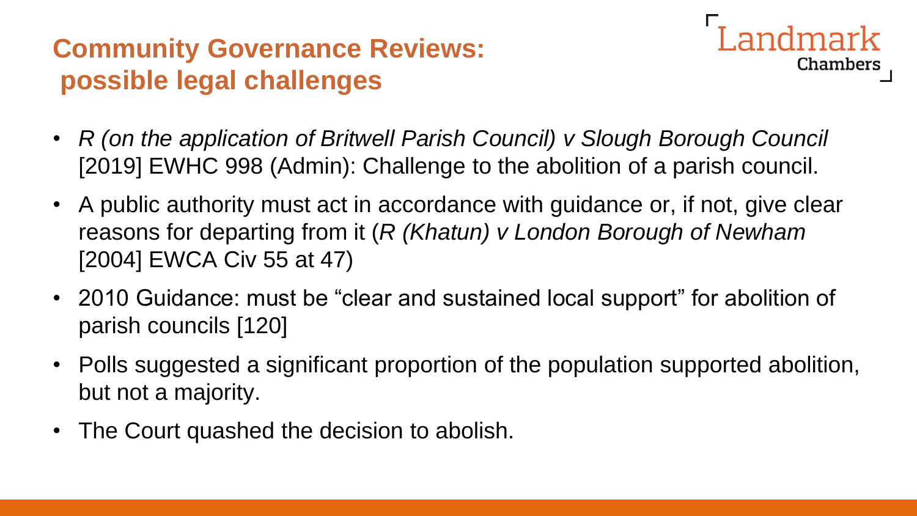## Community Governance Reviews: possible legal challenges

- *R (on the application of Britwell Parish Council) v Slough Borough Council* [2019] EWHC 998 (Admin): Challenge to the abolition of a parish council.
- A public authority must act in accordance with guidance or, if not, give clear reasons for departing from it (*R (Khatun) v London Borough of Newham* [2004] EWCA Civ 55 at 47)
- 2010 Guidance: must be "clear and sustained local support" for abolition of parish councils [120]
- Polls suggested a significant proportion of the population supported abolition, but not a majority.
- The Court quashed the decision to abolish.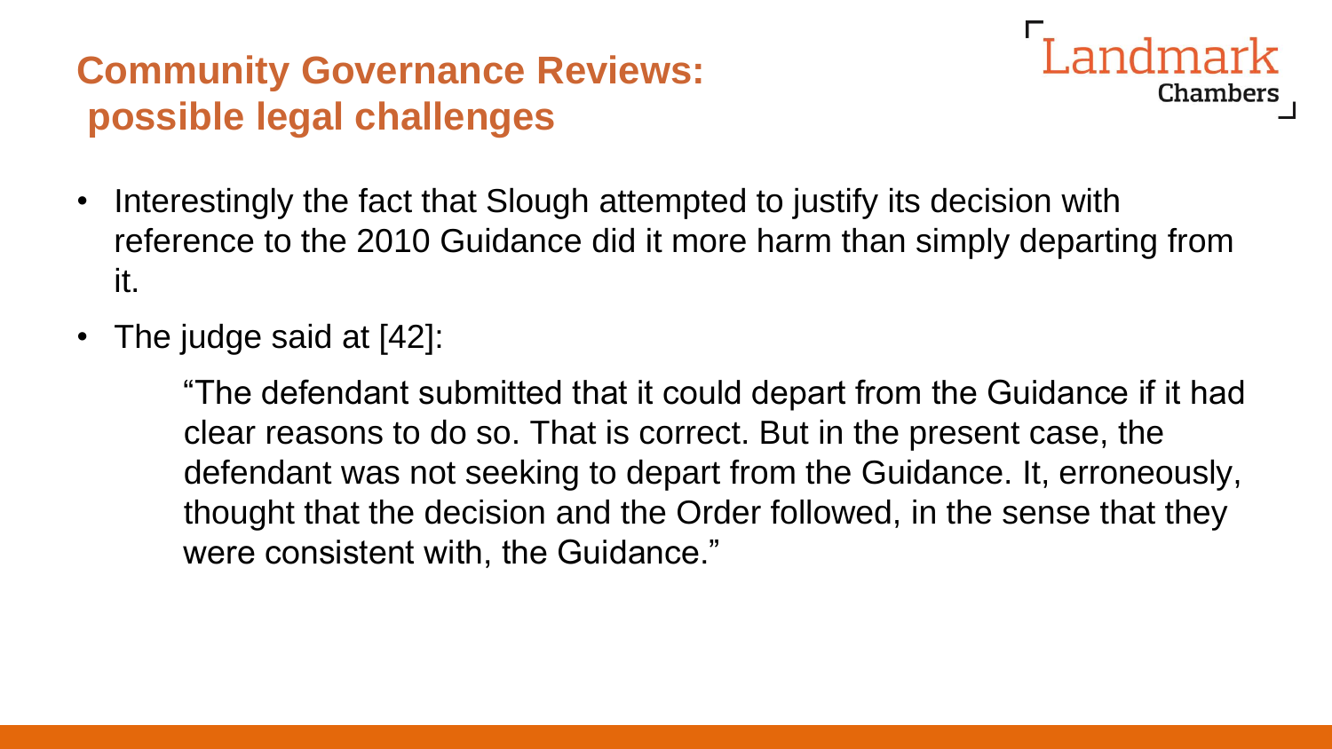## Community Governance Reviews: possible legal challenges

- Interestingly the fact that Slough attempted to justify its decision with reference to the 2010 Guidance did it more harm than simply departing from it.
- The judge said at [42]:

> "The defendant submitted that it could depart from the Guidance if it had clear reasons to do so. That is correct. But in the present case, the defendant was not seeking to depart from the Guidance. It, erroneously, thought that the decision and the Order followed, in the sense that they were consistent with, the Guidance."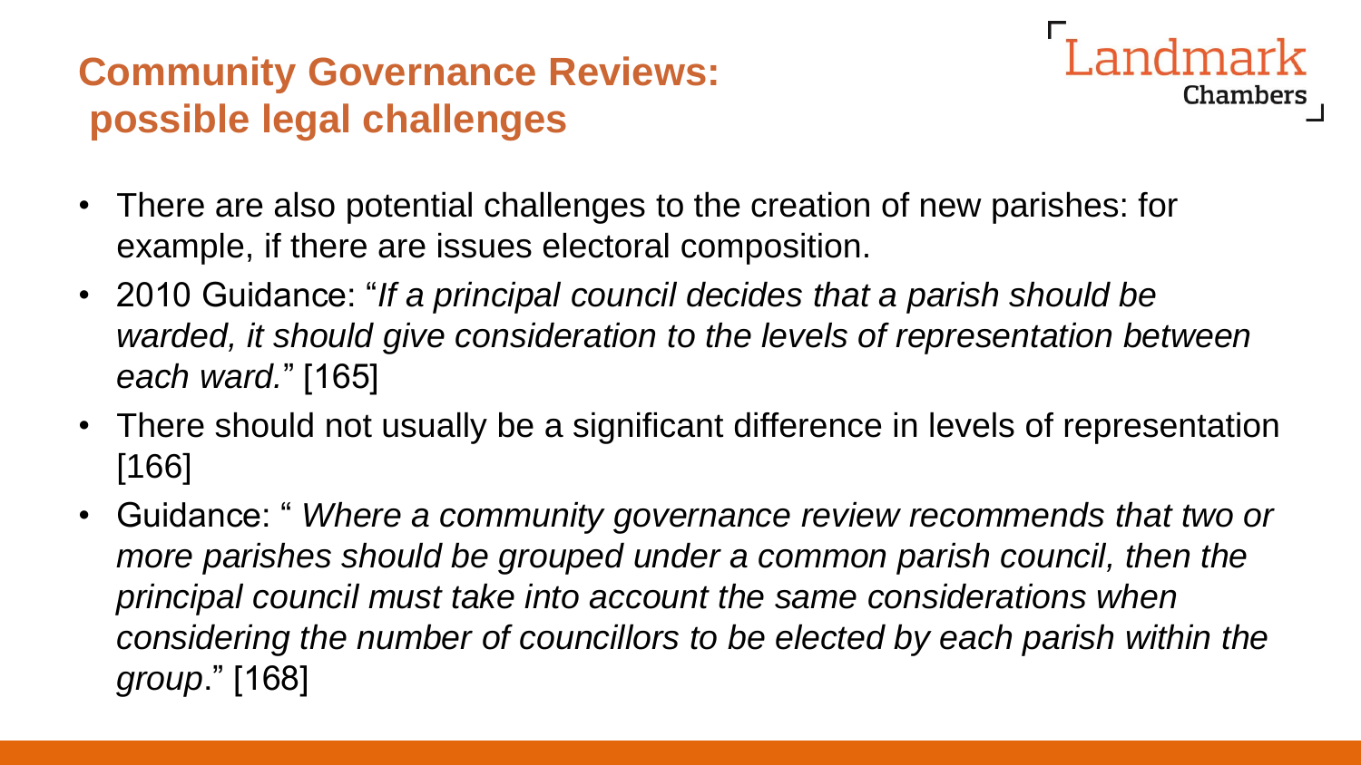# Community Governance Reviews: possible legal challenges

- There are also potential challenges to the creation of new parishes: for example, if there are issues electoral composition.
- 2010 Guidance: "*If a principal council decides that a parish should be warded, it should give consideration to the levels of representation between each ward.*" [165]
- There should not usually be a significant difference in levels of representation [166]
- Guidance: " *Where a community governance review recommends that two or more parishes should be grouped under a common parish council, then the principal council must take into account the same considerations when considering the number of councillors to be elected by each parish within the group*." [168]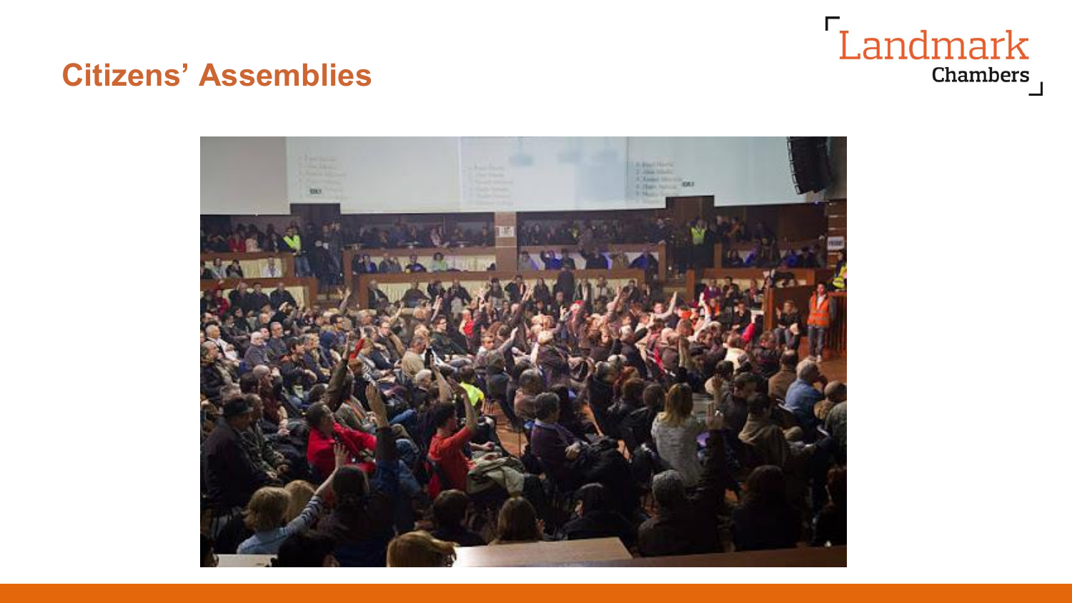# Citizens' Assemblies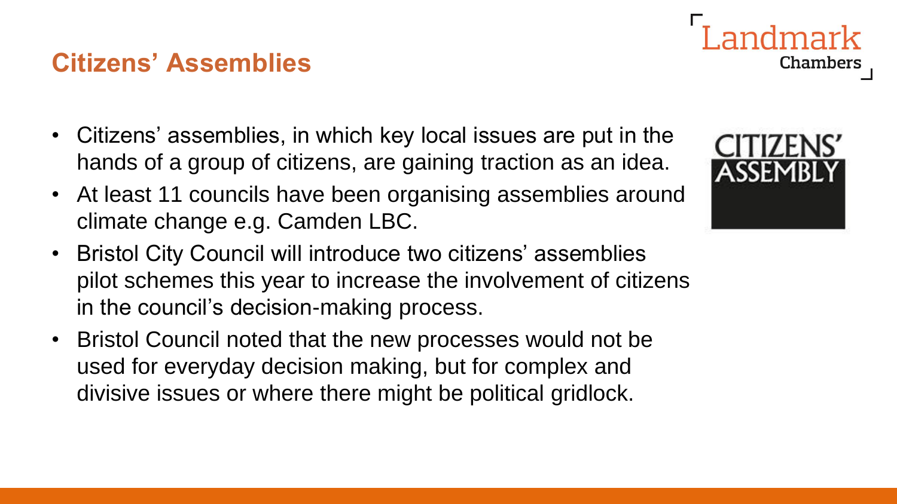## Citizens' Assemblies

- Citizens' assemblies, in which key local issues are put in the hands of a group of citizens, are gaining traction as an idea.
- At least 11 councils have been organising assemblies around climate change e.g. Camden LBC.
- Bristol City Council will introduce two citizens' assemblies pilot schemes this year to increase the involvement of citizens in the council's decision-making process.
- Bristol Council noted that the new processes would not be used for everyday decision making, but for complex and divisive issues or where there might be political gridlock.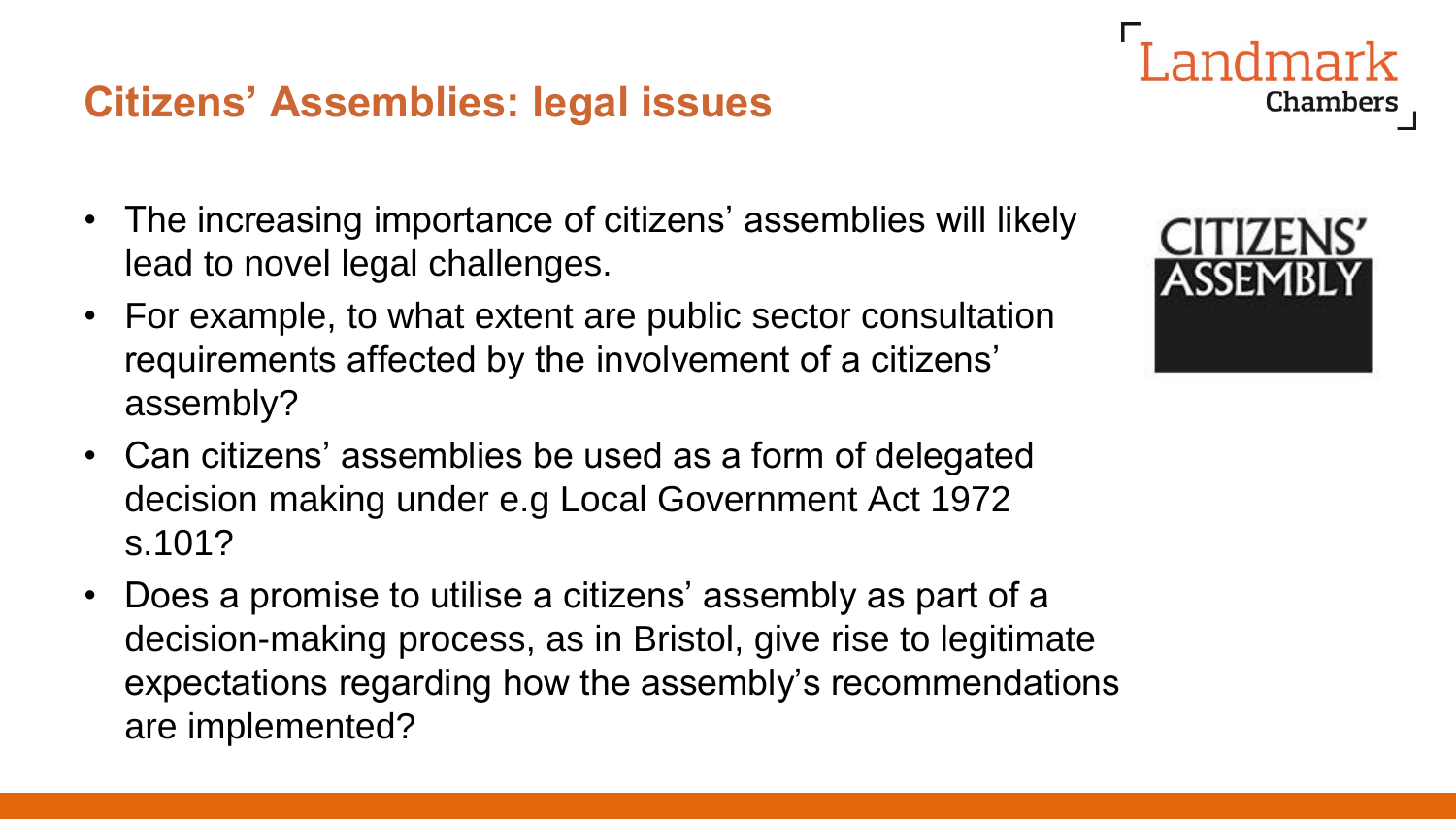## Citizens' Assemblies: legal issues

- The increasing importance of citizens' assemblies will likely lead to novel legal challenges.
- For example, to what extent are public sector consultation requirements affected by the involvement of a citizens' assembly?
- Can citizens' assemblies be used as a form of delegated decision making under e.g Local Government Act 1972 s.101?
- Does a promise to utilise a citizens' assembly as part of a decision-making process, as in Bristol, give rise to legitimate expectations regarding how the assembly's recommendations are implemented?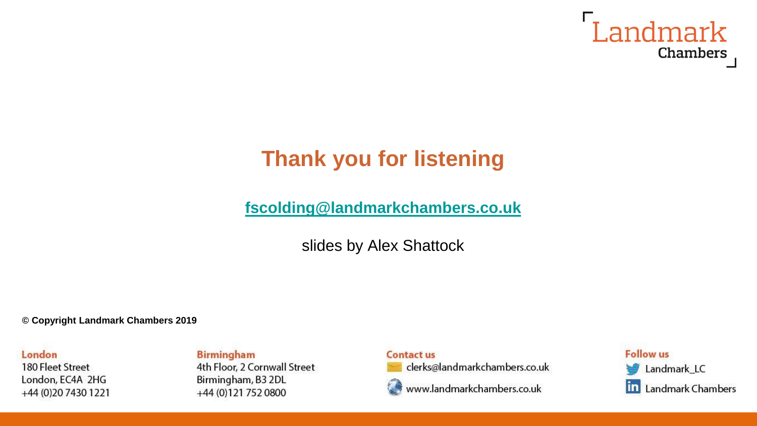Landmark Chambers

# Thank you for listening

fscolding@landmarkchambers.co.uk

slides by Alex Shattock

**© Copyright Landmark Chambers 2019**

**London**
180 Fleet Street
London, EC4A 2HG
+44 (0)20 7430 1221

**Birmingham**
4th Floor, 2 Cornwall Street
Birmingham, B3 2DL
+44 (0)121 752 0800

**Contact us**
clerks@landmarkchambers.co.uk
www.landmarkchambers.co.uk

**Follow us**
Landmark_LC
Landmark Chambers